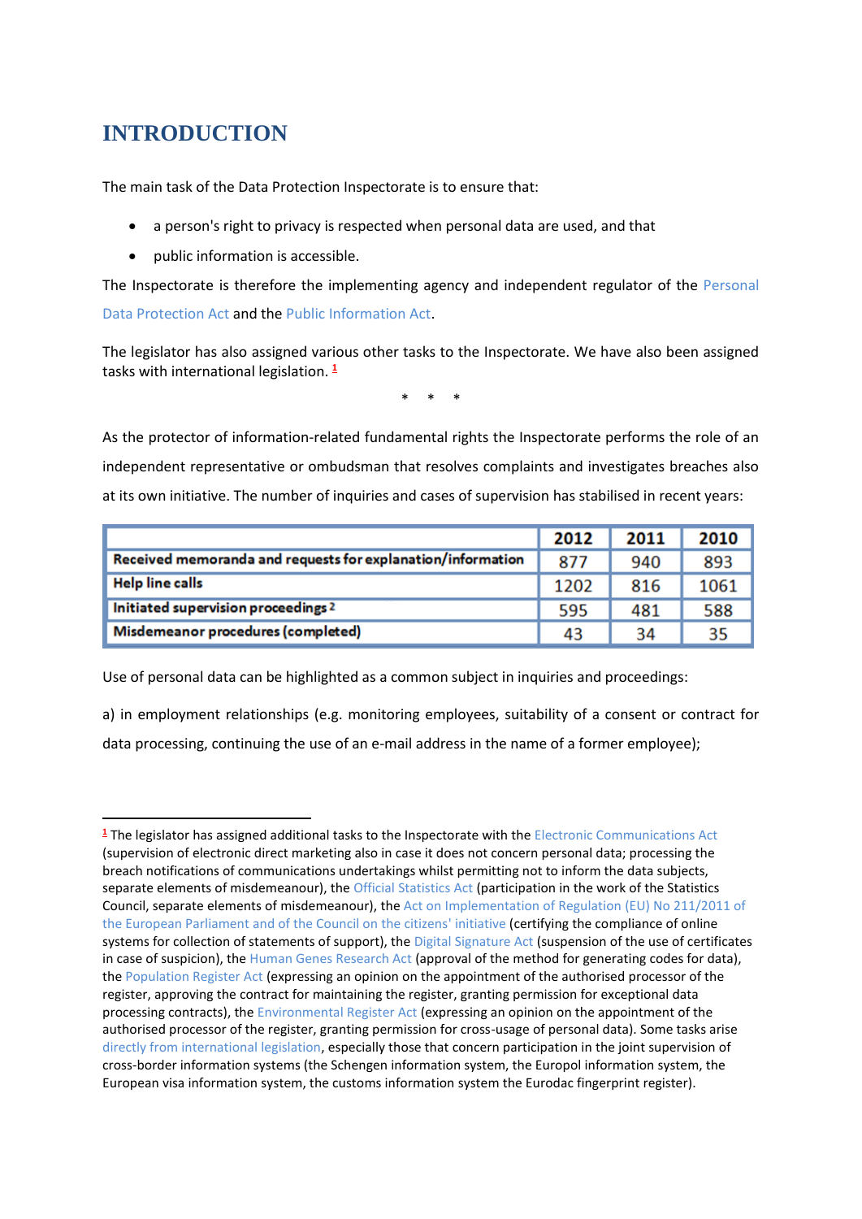# INTRODUCTION

The main task of the Data Protection Inspectorate is to ensure that:

- a person's right to privacy is respected when personal data are used, and that
- public information is accessible.

The Inspectorate is therefore the implementing agency and independent regulator of the Personal Data Protection Act and the Public Information Act.

The legislator has also assigned various other tasks to the Inspectorate. We have also been assigned tasks with international legislation. [1]

\* \* \*

As the protector of information-related fundamental rights the Inspectorate performs the role of an independent representative or ombudsman that resolves complaints and investigates breaches also at its own initiative. The number of inquiries and cases of supervision has stabilised in recent years:

| | 2012 | 2011 | 2010 |
|---|---|---|---|
| **Received memoranda and requests for explanation/information** | 877 | 940 | 893 |
| **Help line calls** | 1202 | 816 | 1061 |
| **Initiated supervision proceedings** [2] | 595 | 481 | 588 |
| **Misdemeanor procedures (completed)** | 43 | 34 | 35 |

Use of personal data can be highlighted as a common subject in inquiries and proceedings:

a) in employment relationships (e.g. monitoring employees, suitability of a consent or contract for data processing, continuing the use of an e-mail address in the name of a former employee);

---

[1] The legislator has assigned additional tasks to the Inspectorate with the Electronic Communications Act (supervision of electronic direct marketing also in case it does not concern personal data; processing the breach notifications of communications undertakings whilst permitting not to inform the data subjects, separate elements of misdemeanour), the Official Statistics Act (participation in the work of the Statistics Council, separate elements of misdemeanour), the Act on Implementation of Regulation (EU) No 211/2011 of the European Parliament and of the Council on the citizens' initiative (certifying the compliance of online systems for collection of statements of support), the Digital Signature Act (suspension of the use of certificates in case of suspicion), the Human Genes Research Act (approval of the method for generating codes for data), the Population Register Act (expressing an opinion on the appointment of the authorised processor of the register, approving the contract for maintaining the register, granting permission for exceptional data processing contracts), the Environmental Register Act (expressing an opinion on the appointment of the authorised processor of the register, granting permission for cross-usage of personal data). Some tasks arise directly from international legislation, especially those that concern participation in the joint supervision of cross-border information systems (the Schengen information system, the Europol information system, the European visa information system, the customs information system the Eurodac fingerprint register).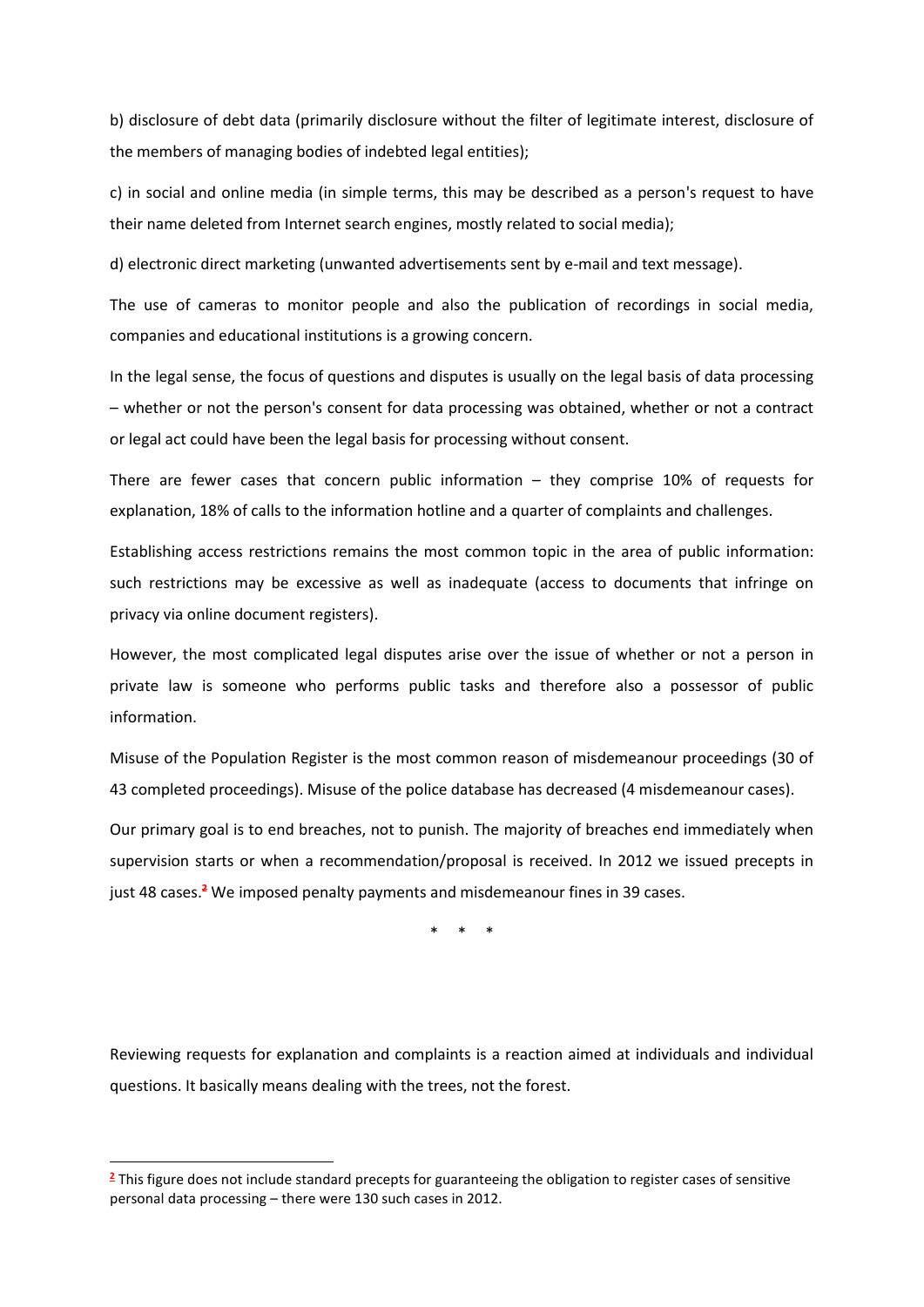b) disclosure of debt data (primarily disclosure without the filter of legitimate interest, disclosure of the members of managing bodies of indebted legal entities);

c) in social and online media (in simple terms, this may be described as a person's request to have their name deleted from Internet search engines, mostly related to social media);

d) electronic direct marketing (unwanted advertisements sent by e-mail and text message).

The use of cameras to monitor people and also the publication of recordings in social media, companies and educational institutions is a growing concern.

In the legal sense, the focus of questions and disputes is usually on the legal basis of data processing – whether or not the person's consent for data processing was obtained, whether or not a contract or legal act could have been the legal basis for processing without consent.

There are fewer cases that concern public information – they comprise 10% of requests for explanation, 18% of calls to the information hotline and a quarter of complaints and challenges.

Establishing access restrictions remains the most common topic in the area of public information: such restrictions may be excessive as well as inadequate (access to documents that infringe on privacy via online document registers).

However, the most complicated legal disputes arise over the issue of whether or not a person in private law is someone who performs public tasks and therefore also a possessor of public information.

Misuse of the Population Register is the most common reason of misdemeanour proceedings (30 of 43 completed proceedings). Misuse of the police database has decreased (4 misdemeanour cases).

Our primary goal is to end breaches, not to punish. The majority of breaches end immediately when supervision starts or when a recommendation/proposal is received. In 2012 we issued precepts in just 48 cases.[2] We imposed penalty payments and misdemeanour fines in 39 cases.

\*   \*   \*

Reviewing requests for explanation and complaints is a reaction aimed at individuals and individual questions. It basically means dealing with the trees, not the forest.

---

[2] This figure does not include standard precepts for guaranteeing the obligation to register cases of sensitive personal data processing – there were 130 such cases in 2012.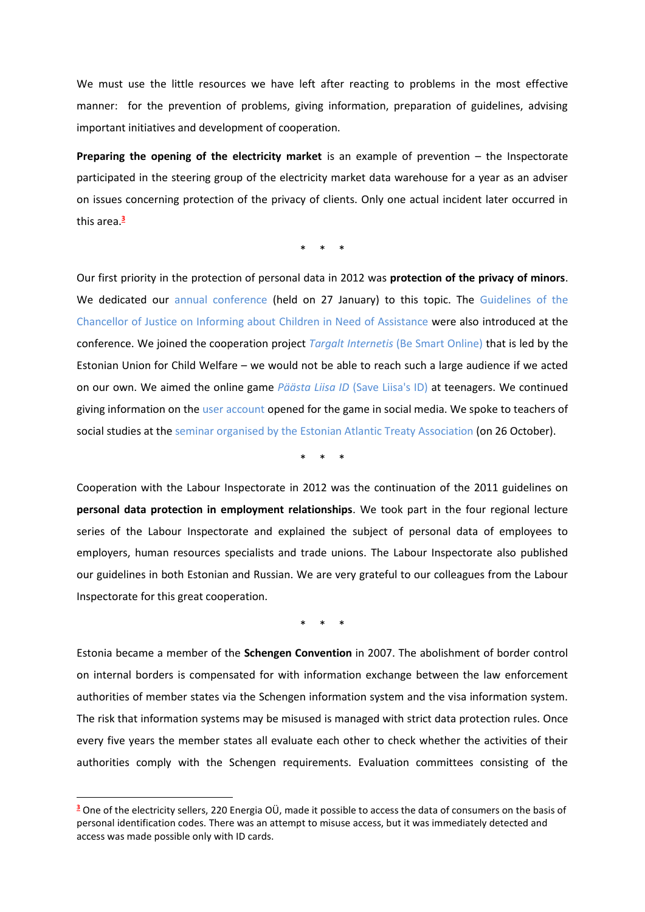We must use the little resources we have left after reacting to problems in the most effective manner: for the prevention of problems, giving information, preparation of guidelines, advising important initiatives and development of cooperation.

**Preparing the opening of the electricity market** is an example of prevention – the Inspectorate participated in the steering group of the electricity market data warehouse for a year as an adviser on issues concerning protection of the privacy of clients. Only one actual incident later occurred in this area.[3]

\*   \*   \*

Our first priority in the protection of personal data in 2012 was **protection of the privacy of minors**. We dedicated our annual conference (held on 27 January) to this topic. The Guidelines of the Chancellor of Justice on Informing about Children in Need of Assistance were also introduced at the conference. We joined the cooperation project *Targalt Internetis* (Be Smart Online) that is led by the Estonian Union for Child Welfare – we would not be able to reach such a large audience if we acted on our own. We aimed the online game *Päästa Liisa ID* (Save Liisa's ID) at teenagers. We continued giving information on the user account opened for the game in social media. We spoke to teachers of social studies at the seminar organised by the Estonian Atlantic Treaty Association (on 26 October).

\*   \*   \*

Cooperation with the Labour Inspectorate in 2012 was the continuation of the 2011 guidelines on **personal data protection in employment relationships**. We took part in the four regional lecture series of the Labour Inspectorate and explained the subject of personal data of employees to employers, human resources specialists and trade unions. The Labour Inspectorate also published our guidelines in both Estonian and Russian. We are very grateful to our colleagues from the Labour Inspectorate for this great cooperation.

\*   \*   \*

Estonia became a member of the **Schengen Convention** in 2007. The abolishment of border control on internal borders is compensated for with information exchange between the law enforcement authorities of member states via the Schengen information system and the visa information system. The risk that information systems may be misused is managed with strict data protection rules. Once every five years the member states all evaluate each other to check whether the activities of their authorities comply with the Schengen requirements. Evaluation committees consisting of the

---

[3] One of the electricity sellers, 220 Energia OÜ, made it possible to access the data of consumers on the basis of personal identification codes. There was an attempt to misuse access, but it was immediately detected and access was made possible only with ID cards.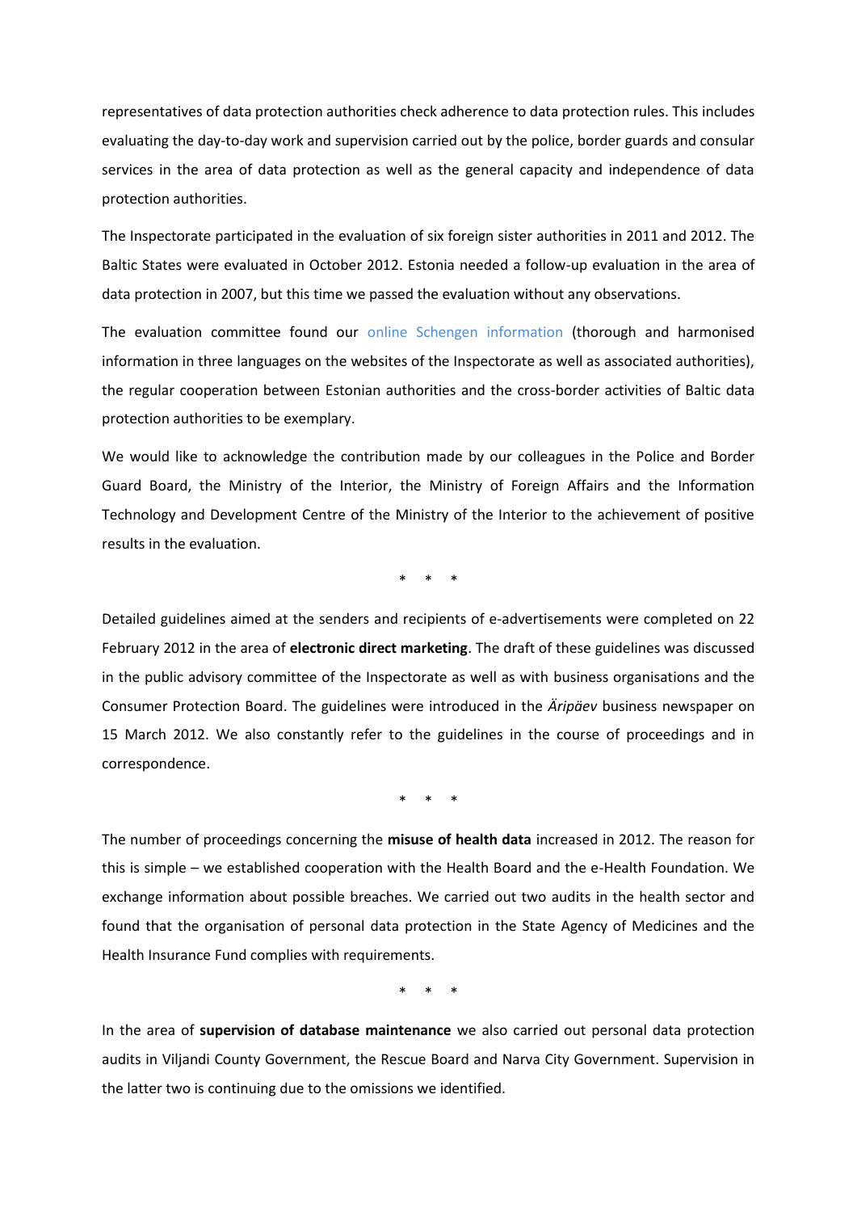representatives of data protection authorities check adherence to data protection rules. This includes evaluating the day-to-day work and supervision carried out by the police, border guards and consular services in the area of data protection as well as the general capacity and independence of data protection authorities.

The Inspectorate participated in the evaluation of six foreign sister authorities in 2011 and 2012. The Baltic States were evaluated in October 2012. Estonia needed a follow-up evaluation in the area of data protection in 2007, but this time we passed the evaluation without any observations.

The evaluation committee found our online Schengen information (thorough and harmonised information in three languages on the websites of the Inspectorate as well as associated authorities), the regular cooperation between Estonian authorities and the cross-border activities of Baltic data protection authorities to be exemplary.

We would like to acknowledge the contribution made by our colleagues in the Police and Border Guard Board, the Ministry of the Interior, the Ministry of Foreign Affairs and the Information Technology and Development Centre of the Ministry of the Interior to the achievement of positive results in the evaluation.

\* \* \*

Detailed guidelines aimed at the senders and recipients of e-advertisements were completed on 22 February 2012 in the area of **electronic direct marketing**. The draft of these guidelines was discussed in the public advisory committee of the Inspectorate as well as with business organisations and the Consumer Protection Board. The guidelines were introduced in the *Äripäev* business newspaper on 15 March 2012. We also constantly refer to the guidelines in the course of proceedings and in correspondence.

\* \* \*

The number of proceedings concerning the **misuse of health data** increased in 2012. The reason for this is simple – we established cooperation with the Health Board and the e-Health Foundation. We exchange information about possible breaches. We carried out two audits in the health sector and found that the organisation of personal data protection in the State Agency of Medicines and the Health Insurance Fund complies with requirements.

\* \* \*

In the area of **supervision of database maintenance** we also carried out personal data protection audits in Viljandi County Government, the Rescue Board and Narva City Government. Supervision in the latter two is continuing due to the omissions we identified.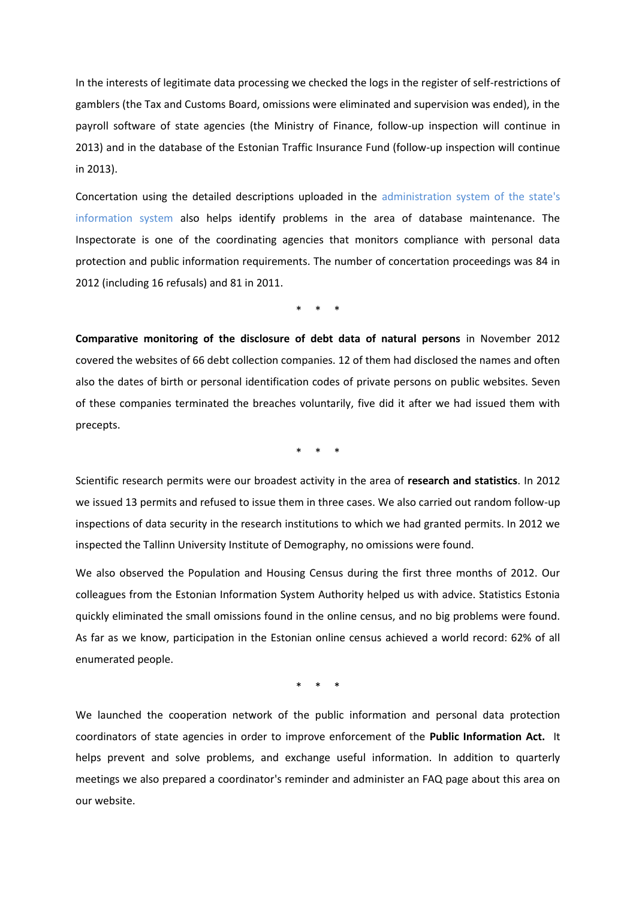In the interests of legitimate data processing we checked the logs in the register of self-restrictions of gamblers (the Tax and Customs Board, omissions were eliminated and supervision was ended), in the payroll software of state agencies (the Ministry of Finance, follow-up inspection will continue in 2013) and in the database of the Estonian Traffic Insurance Fund (follow-up inspection will continue in 2013).

Concertation using the detailed descriptions uploaded in the administration system of the state's information system also helps identify problems in the area of database maintenance. The Inspectorate is one of the coordinating agencies that monitors compliance with personal data protection and public information requirements. The number of concertation proceedings was 84 in 2012 (including 16 refusals) and 81 in 2011.

\*   \*   \*

**Comparative monitoring of the disclosure of debt data of natural persons** in November 2012 covered the websites of 66 debt collection companies. 12 of them had disclosed the names and often also the dates of birth or personal identification codes of private persons on public websites. Seven of these companies terminated the breaches voluntarily, five did it after we had issued them with precepts.

\*   \*   \*

Scientific research permits were our broadest activity in the area of **research and statistics**. In 2012 we issued 13 permits and refused to issue them in three cases. We also carried out random follow-up inspections of data security in the research institutions to which we had granted permits. In 2012 we inspected the Tallinn University Institute of Demography, no omissions were found.

We also observed the Population and Housing Census during the first three months of 2012. Our colleagues from the Estonian Information System Authority helped us with advice. Statistics Estonia quickly eliminated the small omissions found in the online census, and no big problems were found. As far as we know, participation in the Estonian online census achieved a world record: 62% of all enumerated people.

\*   \*   \*

We launched the cooperation network of the public information and personal data protection coordinators of state agencies in order to improve enforcement of the **Public Information Act.** It helps prevent and solve problems, and exchange useful information. In addition to quarterly meetings we also prepared a coordinator's reminder and administer an FAQ page about this area on our website.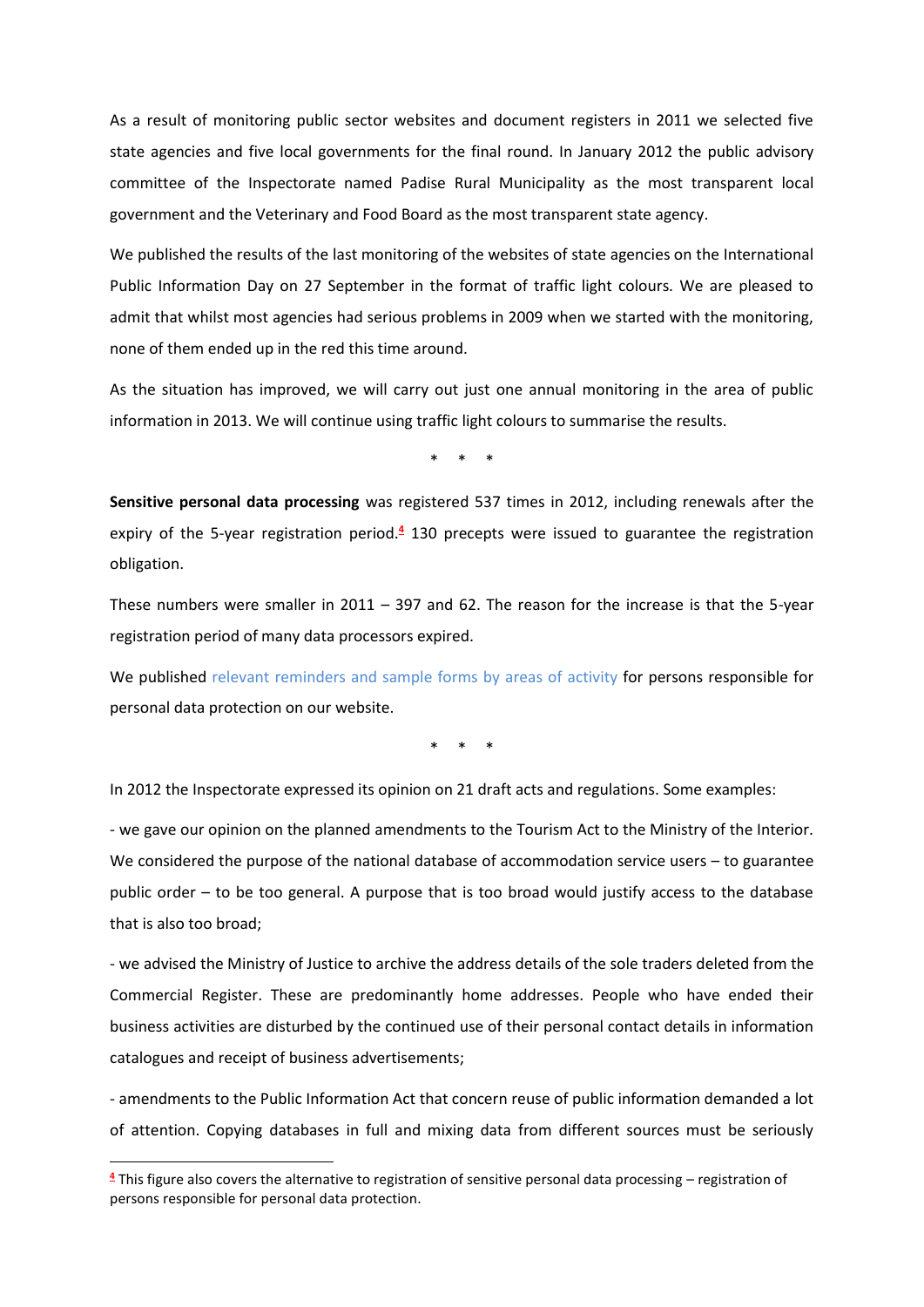As a result of monitoring public sector websites and document registers in 2011 we selected five state agencies and five local governments for the final round. In January 2012 the public advisory committee of the Inspectorate named Padise Rural Municipality as the most transparent local government and the Veterinary and Food Board as the most transparent state agency.

We published the results of the last monitoring of the websites of state agencies on the International Public Information Day on 27 September in the format of traffic light colours. We are pleased to admit that whilst most agencies had serious problems in 2009 when we started with the monitoring, none of them ended up in the red this time around.

As the situation has improved, we will carry out just one annual monitoring in the area of public information in 2013. We will continue using traffic light colours to summarise the results.

\* \* \*

**Sensitive personal data processing** was registered 537 times in 2012, including renewals after the expiry of the 5-year registration period.[4] 130 precepts were issued to guarantee the registration obligation.

These numbers were smaller in 2011 – 397 and 62. The reason for the increase is that the 5-year registration period of many data processors expired.

We published relevant reminders and sample forms by areas of activity for persons responsible for personal data protection on our website.

\* \* \*

In 2012 the Inspectorate expressed its opinion on 21 draft acts and regulations. Some examples:

- we gave our opinion on the planned amendments to the Tourism Act to the Ministry of the Interior. We considered the purpose of the national database of accommodation service users – to guarantee public order – to be too general. A purpose that is too broad would justify access to the database that is also too broad;

- we advised the Ministry of Justice to archive the address details of the sole traders deleted from the Commercial Register. These are predominantly home addresses. People who have ended their business activities are disturbed by the continued use of their personal contact details in information catalogues and receipt of business advertisements;

- amendments to the Public Information Act that concern reuse of public information demanded a lot of attention. Copying databases in full and mixing data from different sources must be seriously

[4] This figure also covers the alternative to registration of sensitive personal data processing – registration of persons responsible for personal data protection.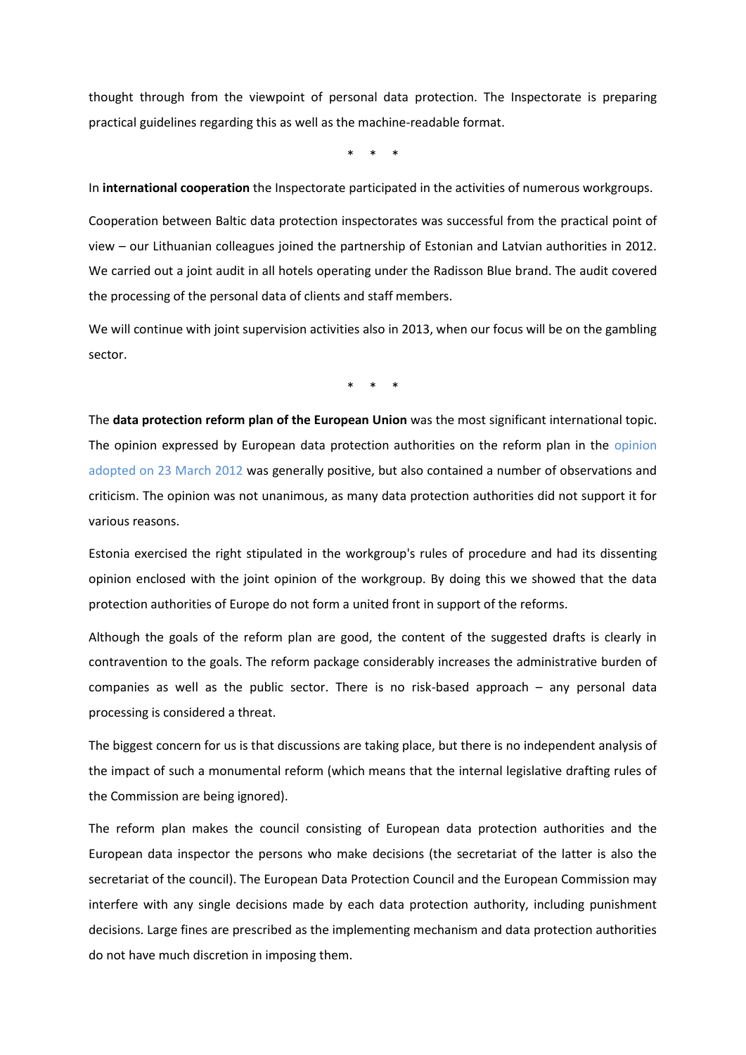thought through from the viewpoint of personal data protection. The Inspectorate is preparing practical guidelines regarding this as well as the machine-readable format.

\*   \*   \*

In **international cooperation** the Inspectorate participated in the activities of numerous workgroups.

Cooperation between Baltic data protection inspectorates was successful from the practical point of view – our Lithuanian colleagues joined the partnership of Estonian and Latvian authorities in 2012. We carried out a joint audit in all hotels operating under the Radisson Blue brand. The audit covered the processing of the personal data of clients and staff members.

We will continue with joint supervision activities also in 2013, when our focus will be on the gambling sector.

\*   \*   \*

The **data protection reform plan of the European Union** was the most significant international topic. The opinion expressed by European data protection authorities on the reform plan in the opinion adopted on 23 March 2012 was generally positive, but also contained a number of observations and criticism. The opinion was not unanimous, as many data protection authorities did not support it for various reasons.

Estonia exercised the right stipulated in the workgroup's rules of procedure and had its dissenting opinion enclosed with the joint opinion of the workgroup. By doing this we showed that the data protection authorities of Europe do not form a united front in support of the reforms.

Although the goals of the reform plan are good, the content of the suggested drafts is clearly in contravention to the goals. The reform package considerably increases the administrative burden of companies as well as the public sector. There is no risk-based approach – any personal data processing is considered a threat.

The biggest concern for us is that discussions are taking place, but there is no independent analysis of the impact of such a monumental reform (which means that the internal legislative drafting rules of the Commission are being ignored).

The reform plan makes the council consisting of European data protection authorities and the European data inspector the persons who make decisions (the secretariat of the latter is also the secretariat of the council). The European Data Protection Council and the European Commission may interfere with any single decisions made by each data protection authority, including punishment decisions. Large fines are prescribed as the implementing mechanism and data protection authorities do not have much discretion in imposing them.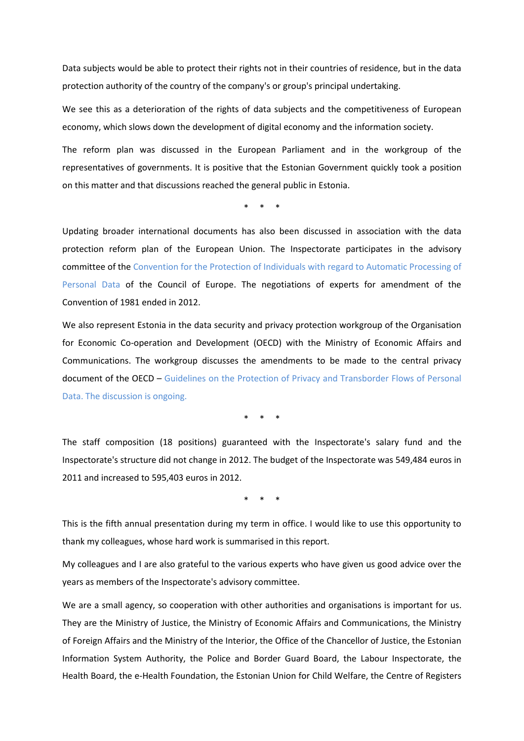Data subjects would be able to protect their rights not in their countries of residence, but in the data protection authority of the country of the company's or group's principal undertaking.

We see this as a deterioration of the rights of data subjects and the competitiveness of European economy, which slows down the development of digital economy and the information society.

The reform plan was discussed in the European Parliament and in the workgroup of the representatives of governments. It is positive that the Estonian Government quickly took a position on this matter and that discussions reached the general public in Estonia.

\* \* \*

Updating broader international documents has also been discussed in association with the data protection reform plan of the European Union. The Inspectorate participates in the advisory committee of the Convention for the Protection of Individuals with regard to Automatic Processing of Personal Data of the Council of Europe. The negotiations of experts for amendment of the Convention of 1981 ended in 2012.

We also represent Estonia in the data security and privacy protection workgroup of the Organisation for Economic Co-operation and Development (OECD) with the Ministry of Economic Affairs and Communications. The workgroup discusses the amendments to be made to the central privacy document of the OECD – Guidelines on the Protection of Privacy and Transborder Flows of Personal Data. The discussion is ongoing.

\* \* \*

The staff composition (18 positions) guaranteed with the Inspectorate's salary fund and the Inspectorate's structure did not change in 2012. The budget of the Inspectorate was 549,484 euros in 2011 and increased to 595,403 euros in 2012.

\* \* \*

This is the fifth annual presentation during my term in office. I would like to use this opportunity to thank my colleagues, whose hard work is summarised in this report.

My colleagues and I are also grateful to the various experts who have given us good advice over the years as members of the Inspectorate's advisory committee.

We are a small agency, so cooperation with other authorities and organisations is important for us. They are the Ministry of Justice, the Ministry of Economic Affairs and Communications, the Ministry of Foreign Affairs and the Ministry of the Interior, the Office of the Chancellor of Justice, the Estonian Information System Authority, the Police and Border Guard Board, the Labour Inspectorate, the Health Board, the e-Health Foundation, the Estonian Union for Child Welfare, the Centre of Registers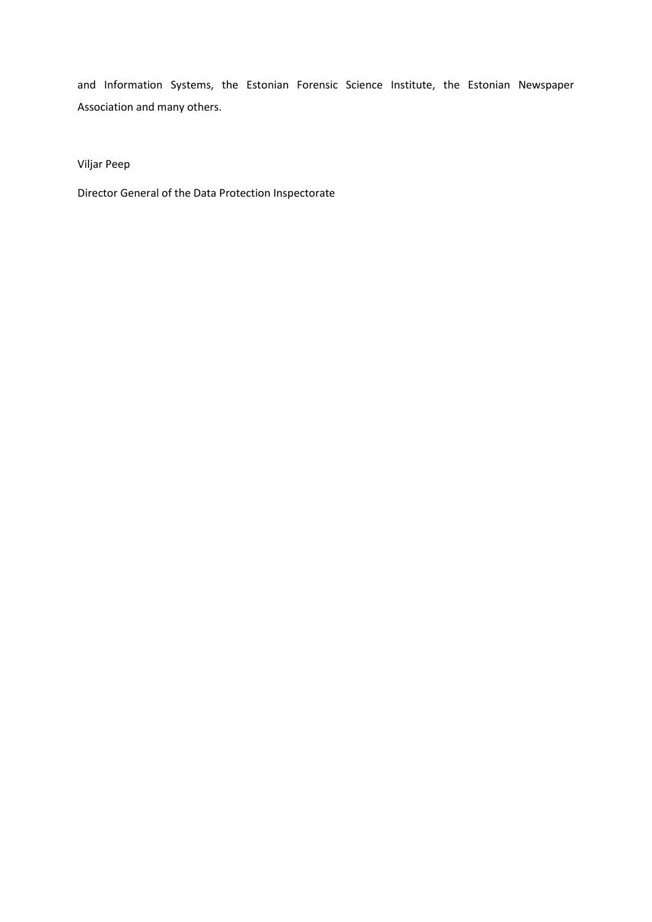and Information Systems, the Estonian Forensic Science Institute, the Estonian Newspaper Association and many others.

Viljar Peep

Director General of the Data Protection Inspectorate